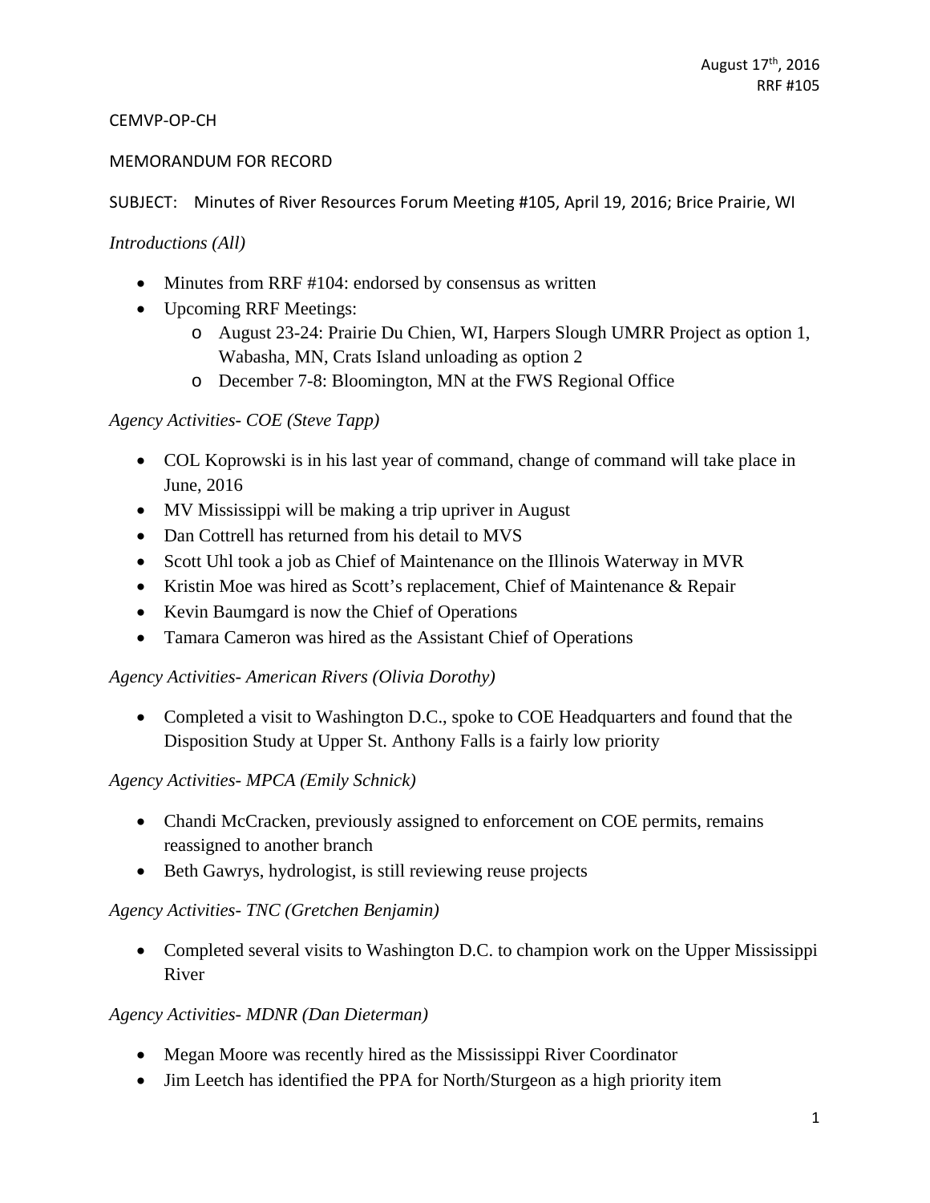August 17th, 2016
RRF #105

CEMVP-OP-CH

MEMORANDUM FOR RECORD

SUBJECT: Minutes of River Resources Forum Meeting #105, April 19, 2016; Brice Prairie, WI

*Introductions (All)*

- Minutes from RRF #104: endorsed by consensus as written
- Upcoming RRF Meetings:
  - August 23-24: Prairie Du Chien, WI, Harpers Slough UMRR Project as option 1, Wabasha, MN, Crats Island unloading as option 2
  - December 7-8: Bloomington, MN at the FWS Regional Office

*Agency Activities- COE (Steve Tapp)*

- COL Koprowski is in his last year of command, change of command will take place in June, 2016
- MV Mississippi will be making a trip upriver in August
- Dan Cottrell has returned from his detail to MVS
- Scott Uhl took a job as Chief of Maintenance on the Illinois Waterway in MVR
- Kristin Moe was hired as Scott's replacement, Chief of Maintenance & Repair
- Kevin Baumgard is now the Chief of Operations
- Tamara Cameron was hired as the Assistant Chief of Operations

*Agency Activities- American Rivers (Olivia Dorothy)*

- Completed a visit to Washington D.C., spoke to COE Headquarters and found that the Disposition Study at Upper St. Anthony Falls is a fairly low priority

*Agency Activities- MPCA (Emily Schnick)*

- Chandi McCracken, previously assigned to enforcement on COE permits, remains reassigned to another branch
- Beth Gawrys, hydrologist, is still reviewing reuse projects

*Agency Activities- TNC (Gretchen Benjamin)*

- Completed several visits to Washington D.C. to champion work on the Upper Mississippi River

*Agency Activities- MDNR (Dan Dieterman)*

- Megan Moore was recently hired as the Mississippi River Coordinator
- Jim Leetch has identified the PPA for North/Sturgeon as a high priority item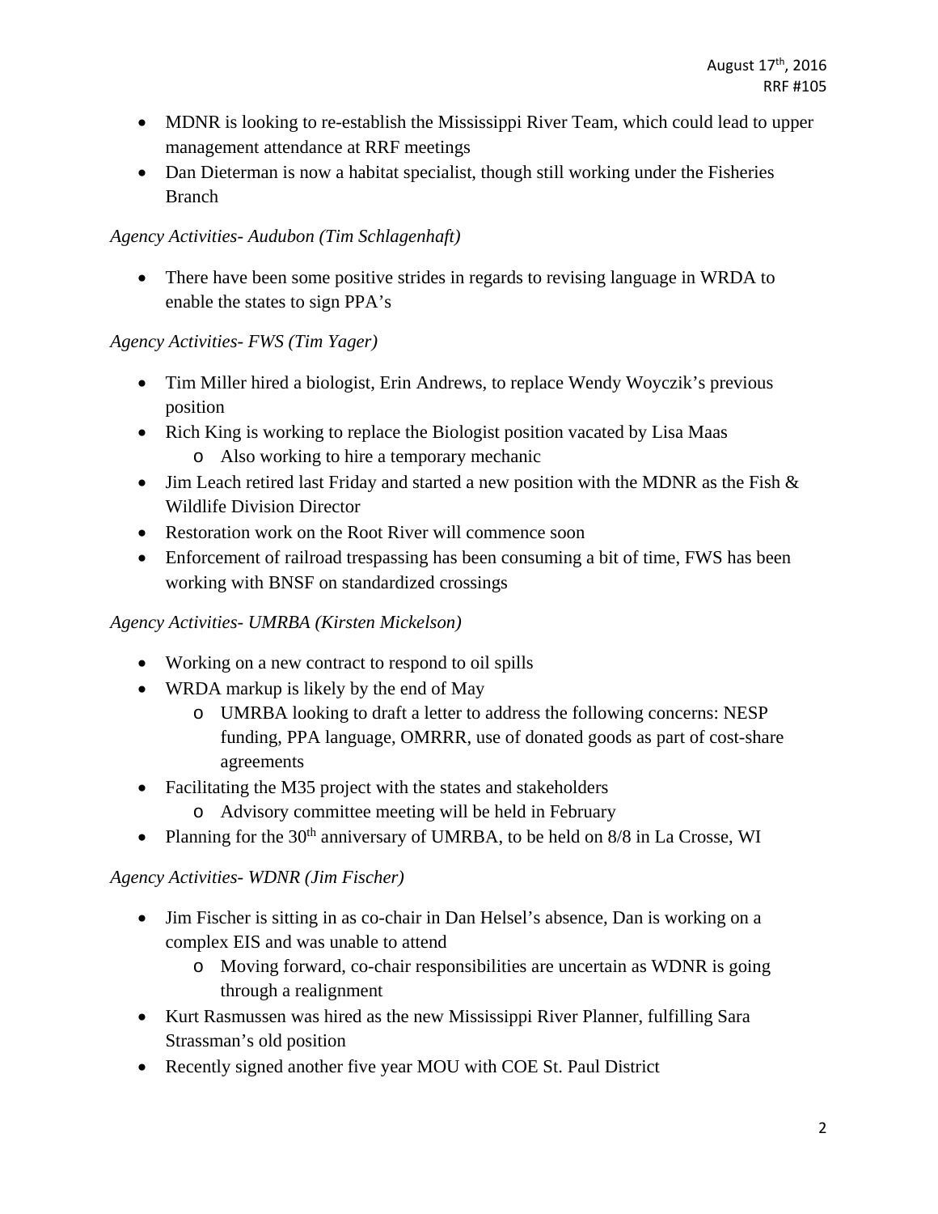- MDNR is looking to re-establish the Mississippi River Team, which could lead to upper management attendance at RRF meetings
- Dan Dieterman is now a habitat specialist, though still working under the Fisheries Branch

*Agency Activities- Audubon (Tim Schlagenhaft)*

- There have been some positive strides in regards to revising language in WRDA to enable the states to sign PPA's

*Agency Activities- FWS (Tim Yager)*

- Tim Miller hired a biologist, Erin Andrews, to replace Wendy Woyczik's previous position
- Rich King is working to replace the Biologist position vacated by Lisa Maas
    - Also working to hire a temporary mechanic
- Jim Leach retired last Friday and started a new position with the MDNR as the Fish & Wildlife Division Director
- Restoration work on the Root River will commence soon
- Enforcement of railroad trespassing has been consuming a bit of time, FWS has been working with BNSF on standardized crossings

*Agency Activities- UMRBA (Kirsten Mickelson)*

- Working on a new contract to respond to oil spills
- WRDA markup is likely by the end of May
    - UMRBA looking to draft a letter to address the following concerns: NESP funding, PPA language, OMRRR, use of donated goods as part of cost-share agreements
- Facilitating the M35 project with the states and stakeholders
    - Advisory committee meeting will be held in February
- Planning for the 30th anniversary of UMRBA, to be held on 8/8 in La Crosse, WI

*Agency Activities- WDNR (Jim Fischer)*

- Jim Fischer is sitting in as co-chair in Dan Helsel's absence, Dan is working on a complex EIS and was unable to attend
    - Moving forward, co-chair responsibilities are uncertain as WDNR is going through a realignment
- Kurt Rasmussen was hired as the new Mississippi River Planner, fulfilling Sara Strassman's old position
- Recently signed another five year MOU with COE St. Paul District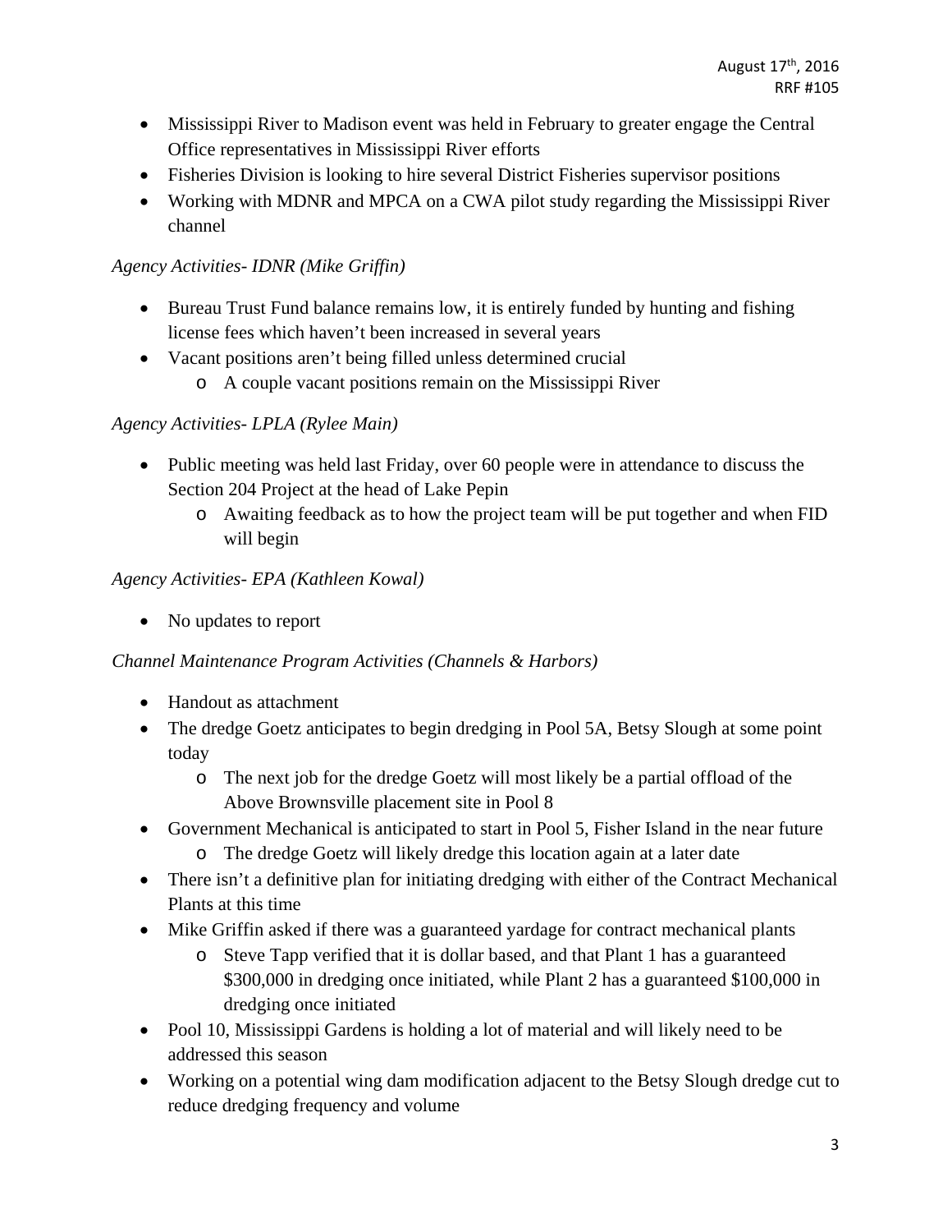- Mississippi River to Madison event was held in February to greater engage the Central Office representatives in Mississippi River efforts
- Fisheries Division is looking to hire several District Fisheries supervisor positions
- Working with MDNR and MPCA on a CWA pilot study regarding the Mississippi River channel

*Agency Activities- IDNR (Mike Griffin)*

- Bureau Trust Fund balance remains low, it is entirely funded by hunting and fishing license fees which haven't been increased in several years
- Vacant positions aren't being filled unless determined crucial
    - A couple vacant positions remain on the Mississippi River

*Agency Activities- LPLA (Rylee Main)*

- Public meeting was held last Friday, over 60 people were in attendance to discuss the Section 204 Project at the head of Lake Pepin
    - Awaiting feedback as to how the project team will be put together and when FID will begin

*Agency Activities- EPA (Kathleen Kowal)*

- No updates to report

*Channel Maintenance Program Activities (Channels & Harbors)*

- Handout as attachment
- The dredge Goetz anticipates to begin dredging in Pool 5A, Betsy Slough at some point today
    - The next job for the dredge Goetz will most likely be a partial offload of the Above Brownsville placement site in Pool 8
- Government Mechanical is anticipated to start in Pool 5, Fisher Island in the near future
    - The dredge Goetz will likely dredge this location again at a later date
- There isn't a definitive plan for initiating dredging with either of the Contract Mechanical Plants at this time
- Mike Griffin asked if there was a guaranteed yardage for contract mechanical plants
    - Steve Tapp verified that it is dollar based, and that Plant 1 has a guaranteed $300,000 in dredging once initiated, while Plant 2 has a guaranteed $100,000 in dredging once initiated
- Pool 10, Mississippi Gardens is holding a lot of material and will likely need to be addressed this season
- Working on a potential wing dam modification adjacent to the Betsy Slough dredge cut to reduce dredging frequency and volume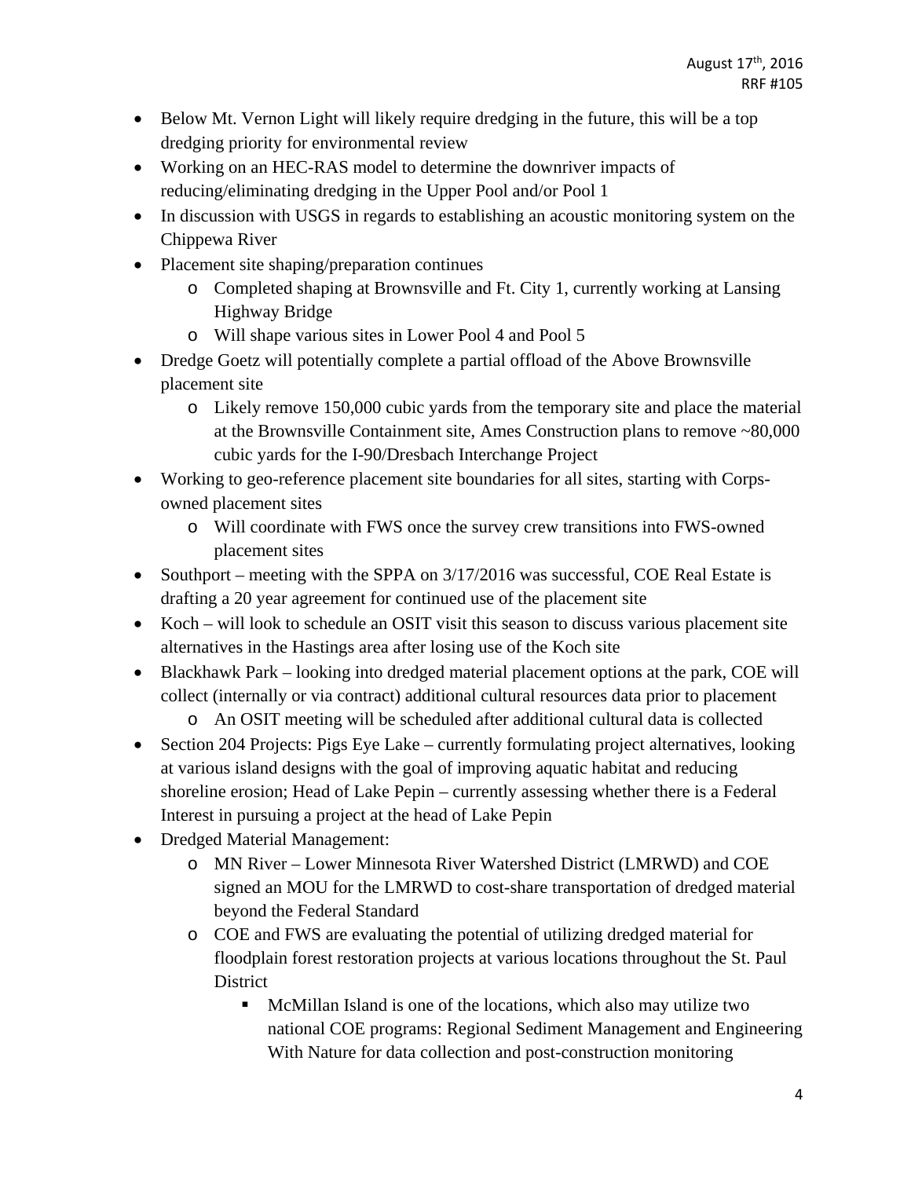- Below Mt. Vernon Light will likely require dredging in the future, this will be a top dredging priority for environmental review
- Working on an HEC-RAS model to determine the downriver impacts of reducing/eliminating dredging in the Upper Pool and/or Pool 1
- In discussion with USGS in regards to establishing an acoustic monitoring system on the Chippewa River
- Placement site shaping/preparation continues
  - Completed shaping at Brownsville and Ft. City 1, currently working at Lansing Highway Bridge
  - Will shape various sites in Lower Pool 4 and Pool 5
- Dredge Goetz will potentially complete a partial offload of the Above Brownsville placement site
  - Likely remove 150,000 cubic yards from the temporary site and place the material at the Brownsville Containment site, Ames Construction plans to remove ~80,000 cubic yards for the I-90/Dresbach Interchange Project
- Working to geo-reference placement site boundaries for all sites, starting with Corps-owned placement sites
  - Will coordinate with FWS once the survey crew transitions into FWS-owned placement sites
- Southport – meeting with the SPPA on 3/17/2016 was successful, COE Real Estate is drafting a 20 year agreement for continued use of the placement site
- Koch – will look to schedule an OSIT visit this season to discuss various placement site alternatives in the Hastings area after losing use of the Koch site
- Blackhawk Park – looking into dredged material placement options at the park, COE will collect (internally or via contract) additional cultural resources data prior to placement
  - An OSIT meeting will be scheduled after additional cultural data is collected
- Section 204 Projects: Pigs Eye Lake – currently formulating project alternatives, looking at various island designs with the goal of improving aquatic habitat and reducing shoreline erosion; Head of Lake Pepin – currently assessing whether there is a Federal Interest in pursuing a project at the head of Lake Pepin
- Dredged Material Management:
  - MN River – Lower Minnesota River Watershed District (LMRWD) and COE signed an MOU for the LMRWD to cost-share transportation of dredged material beyond the Federal Standard
  - COE and FWS are evaluating the potential of utilizing dredged material for floodplain forest restoration projects at various locations throughout the St. Paul District
    - McMillan Island is one of the locations, which also may utilize two national COE programs: Regional Sediment Management and Engineering With Nature for data collection and post-construction monitoring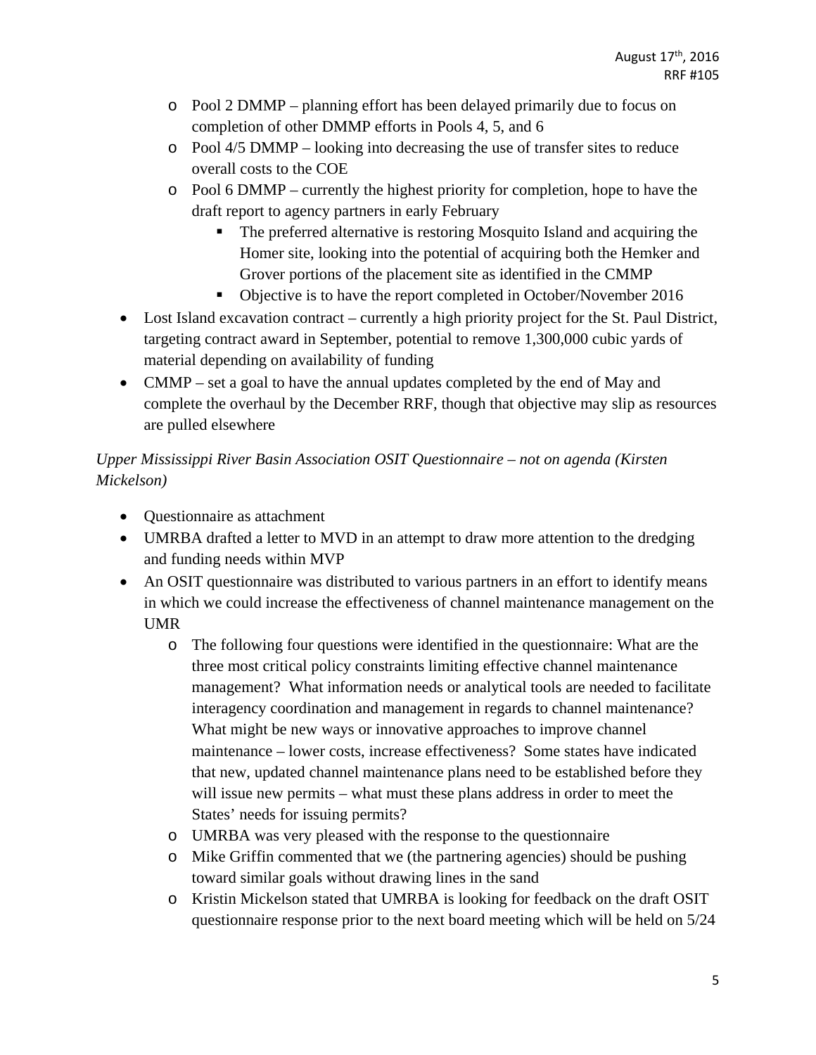- Pool 2 DMMP – planning effort has been delayed primarily due to focus on completion of other DMMP efforts in Pools 4, 5, and 6
  - Pool 4/5 DMMP – looking into decreasing the use of transfer sites to reduce overall costs to the COE
  - Pool 6 DMMP – currently the highest priority for completion, hope to have the draft report to agency partners in early February
    - The preferred alternative is restoring Mosquito Island and acquiring the Homer site, looking into the potential of acquiring both the Hemker and Grover portions of the placement site as identified in the CMMP
    - Objective is to have the report completed in October/November 2016
- Lost Island excavation contract – currently a high priority project for the St. Paul District, targeting contract award in September, potential to remove 1,300,000 cubic yards of material depending on availability of funding
- CMMP – set a goal to have the annual updates completed by the end of May and complete the overhaul by the December RRF, though that objective may slip as resources are pulled elsewhere

*Upper Mississippi River Basin Association OSIT Questionnaire – not on agenda (Kirsten Mickelson)*

- Questionnaire as attachment
- UMRBA drafted a letter to MVD in an attempt to draw more attention to the dredging and funding needs within MVP
- An OSIT questionnaire was distributed to various partners in an effort to identify means in which we could increase the effectiveness of channel maintenance management on the UMR
  - The following four questions were identified in the questionnaire: What are the three most critical policy constraints limiting effective channel maintenance management? What information needs or analytical tools are needed to facilitate interagency coordination and management in regards to channel maintenance? What might be new ways or innovative approaches to improve channel maintenance – lower costs, increase effectiveness? Some states have indicated that new, updated channel maintenance plans need to be established before they will issue new permits – what must these plans address in order to meet the States' needs for issuing permits?
  - UMRBA was very pleased with the response to the questionnaire
  - Mike Griffin commented that we (the partnering agencies) should be pushing toward similar goals without drawing lines in the sand
  - Kristin Mickelson stated that UMRBA is looking for feedback on the draft OSIT questionnaire response prior to the next board meeting which will be held on 5/24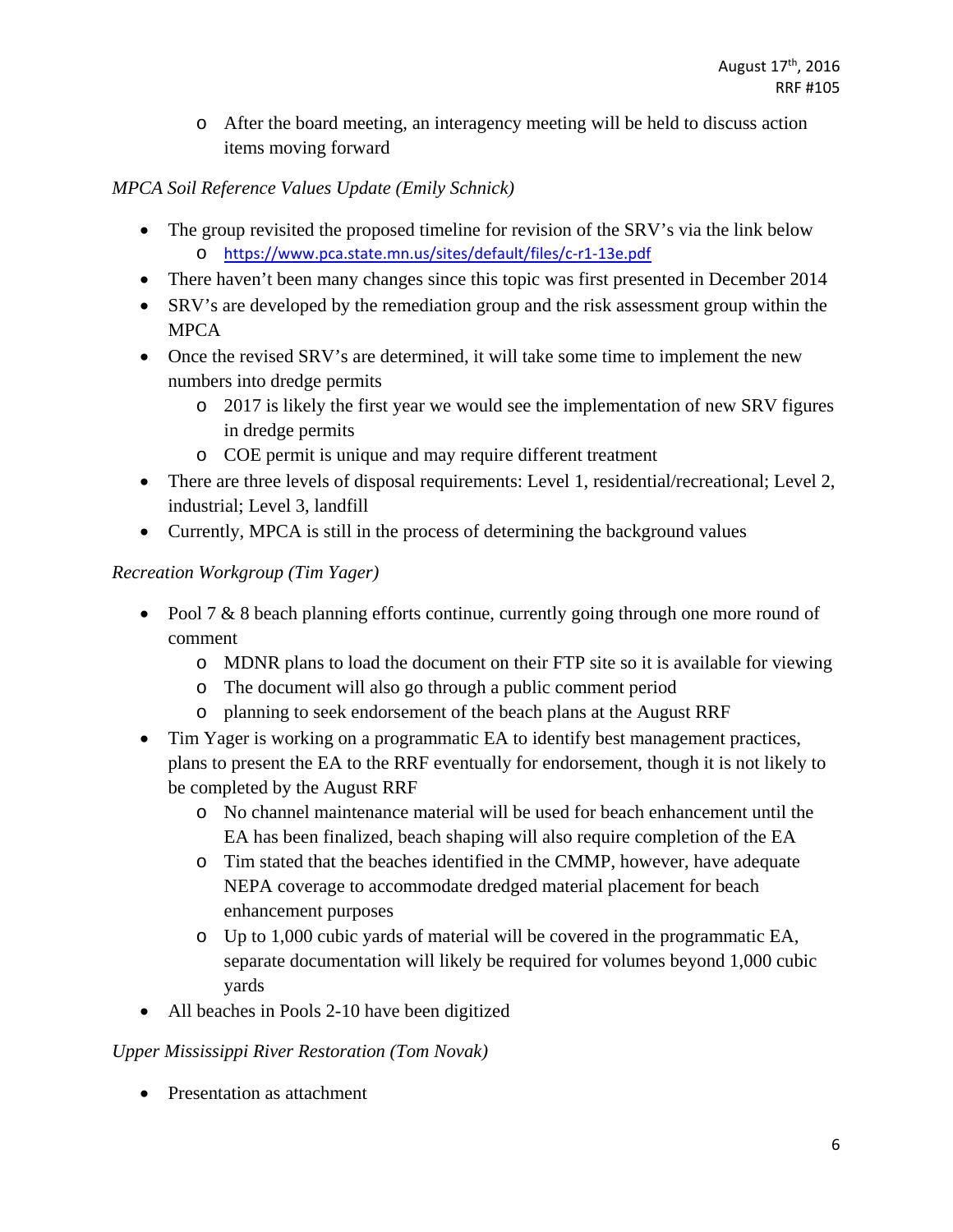- After the board meeting, an interagency meeting will be held to discuss action items moving forward

*MPCA Soil Reference Values Update (Emily Schnick)*

- The group revisited the proposed timeline for revision of the SRV's via the link below
  - https://www.pca.state.mn.us/sites/default/files/c-r1-13e.pdf
- There haven't been many changes since this topic was first presented in December 2014
- SRV's are developed by the remediation group and the risk assessment group within the MPCA
- Once the revised SRV's are determined, it will take some time to implement the new numbers into dredge permits
  - 2017 is likely the first year we would see the implementation of new SRV figures in dredge permits
  - COE permit is unique and may require different treatment
- There are three levels of disposal requirements: Level 1, residential/recreational; Level 2, industrial; Level 3, landfill
- Currently, MPCA is still in the process of determining the background values

*Recreation Workgroup (Tim Yager)*

- Pool 7 & 8 beach planning efforts continue, currently going through one more round of comment
  - MDNR plans to load the document on their FTP site so it is available for viewing
  - The document will also go through a public comment period
  - planning to seek endorsement of the beach plans at the August RRF
- Tim Yager is working on a programmatic EA to identify best management practices, plans to present the EA to the RRF eventually for endorsement, though it is not likely to be completed by the August RRF
  - No channel maintenance material will be used for beach enhancement until the EA has been finalized, beach shaping will also require completion of the EA
  - Tim stated that the beaches identified in the CMMP, however, have adequate NEPA coverage to accommodate dredged material placement for beach enhancement purposes
  - Up to 1,000 cubic yards of material will be covered in the programmatic EA, separate documentation will likely be required for volumes beyond 1,000 cubic yards
- All beaches in Pools 2-10 have been digitized

*Upper Mississippi River Restoration (Tom Novak)*

- Presentation as attachment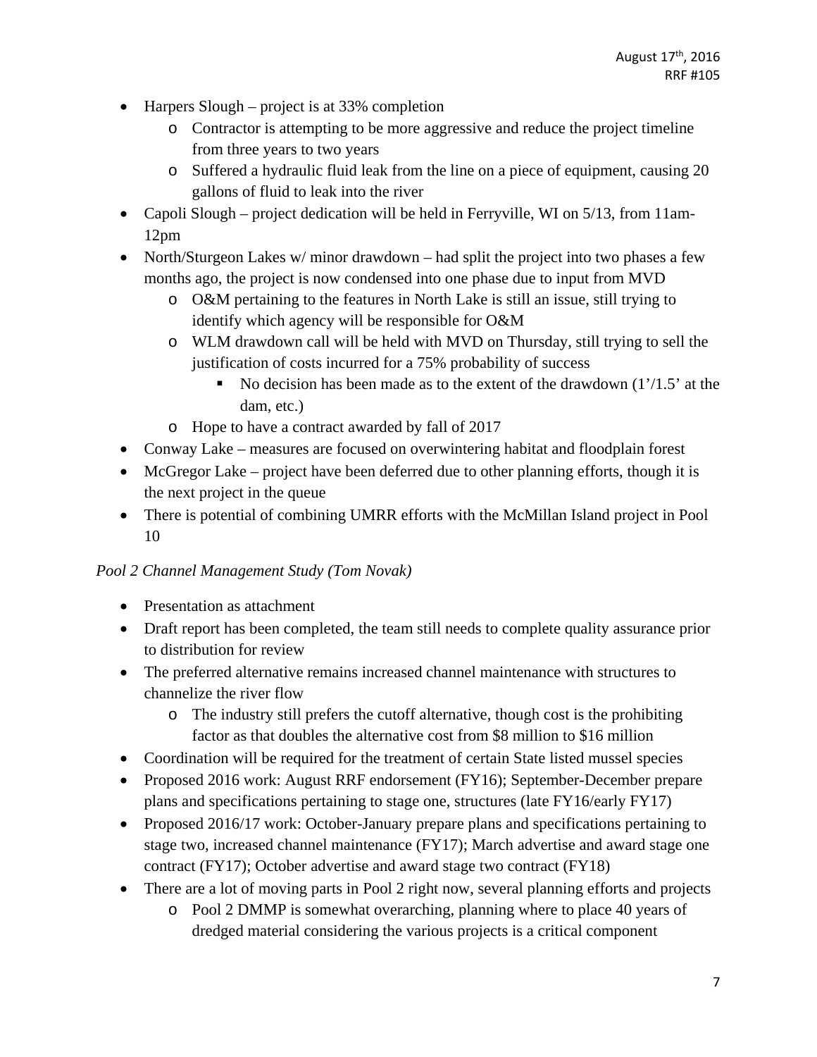- Harpers Slough – project is at 33% completion
  - Contractor is attempting to be more aggressive and reduce the project timeline from three years to two years
  - Suffered a hydraulic fluid leak from the line on a piece of equipment, causing 20 gallons of fluid to leak into the river
- Capoli Slough – project dedication will be held in Ferryville, WI on 5/13, from 11am-12pm
- North/Sturgeon Lakes w/ minor drawdown – had split the project into two phases a few months ago, the project is now condensed into one phase due to input from MVD
  - O&M pertaining to the features in North Lake is still an issue, still trying to identify which agency will be responsible for O&M
  - WLM drawdown call will be held with MVD on Thursday, still trying to sell the justification of costs incurred for a 75% probability of success
    - No decision has been made as to the extent of the drawdown (1'/1.5' at the dam, etc.)
  - Hope to have a contract awarded by fall of 2017
- Conway Lake – measures are focused on overwintering habitat and floodplain forest
- McGregor Lake – project have been deferred due to other planning efforts, though it is the next project in the queue
- There is potential of combining UMRR efforts with the McMillan Island project in Pool 10

*Pool 2 Channel Management Study (Tom Novak)*

- Presentation as attachment
- Draft report has been completed, the team still needs to complete quality assurance prior to distribution for review
- The preferred alternative remains increased channel maintenance with structures to channelize the river flow
  - The industry still prefers the cutoff alternative, though cost is the prohibiting factor as that doubles the alternative cost from $8 million to $16 million
- Coordination will be required for the treatment of certain State listed mussel species
- Proposed 2016 work: August RRF endorsement (FY16); September-December prepare plans and specifications pertaining to stage one, structures (late FY16/early FY17)
- Proposed 2016/17 work: October-January prepare plans and specifications pertaining to stage two, increased channel maintenance (FY17); March advertise and award stage one contract (FY17); October advertise and award stage two contract (FY18)
- There are a lot of moving parts in Pool 2 right now, several planning efforts and projects
  - Pool 2 DMMP is somewhat overarching, planning where to place 40 years of dredged material considering the various projects is a critical component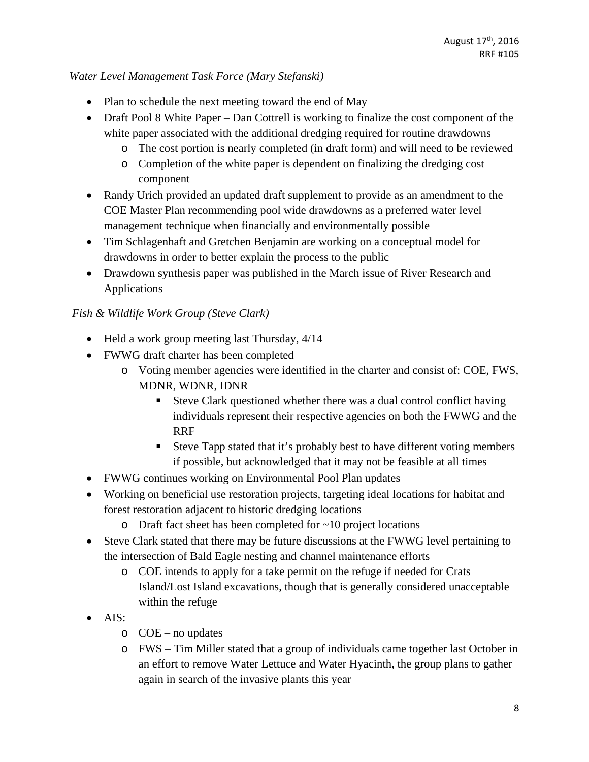*Water Level Management Task Force (Mary Stefanski)*

- Plan to schedule the next meeting toward the end of May
- Draft Pool 8 White Paper – Dan Cottrell is working to finalize the cost component of the white paper associated with the additional dredging required for routine drawdowns
  - The cost portion is nearly completed (in draft form) and will need to be reviewed
  - Completion of the white paper is dependent on finalizing the dredging cost component
- Randy Urich provided an updated draft supplement to provide as an amendment to the COE Master Plan recommending pool wide drawdowns as a preferred water level management technique when financially and environmentally possible
- Tim Schlagenhaft and Gretchen Benjamin are working on a conceptual model for drawdowns in order to better explain the process to the public
- Drawdown synthesis paper was published in the March issue of River Research and Applications

*Fish & Wildlife Work Group (Steve Clark)*

- Held a work group meeting last Thursday, 4/14
- FWWG draft charter has been completed
  - Voting member agencies were identified in the charter and consist of: COE, FWS, MDNR, WDNR, IDNR
    - Steve Clark questioned whether there was a dual control conflict having individuals represent their respective agencies on both the FWWG and the RRF
    - Steve Tapp stated that it's probably best to have different voting members if possible, but acknowledged that it may not be feasible at all times
- FWWG continues working on Environmental Pool Plan updates
- Working on beneficial use restoration projects, targeting ideal locations for habitat and forest restoration adjacent to historic dredging locations
  - Draft fact sheet has been completed for ~10 project locations
- Steve Clark stated that there may be future discussions at the FWWG level pertaining to the intersection of Bald Eagle nesting and channel maintenance efforts
  - COE intends to apply for a take permit on the refuge if needed for Crats Island/Lost Island excavations, though that is generally considered unacceptable within the refuge
- AIS:
  - COE – no updates
  - FWS – Tim Miller stated that a group of individuals came together last October in an effort to remove Water Lettuce and Water Hyacinth, the group plans to gather again in search of the invasive plants this year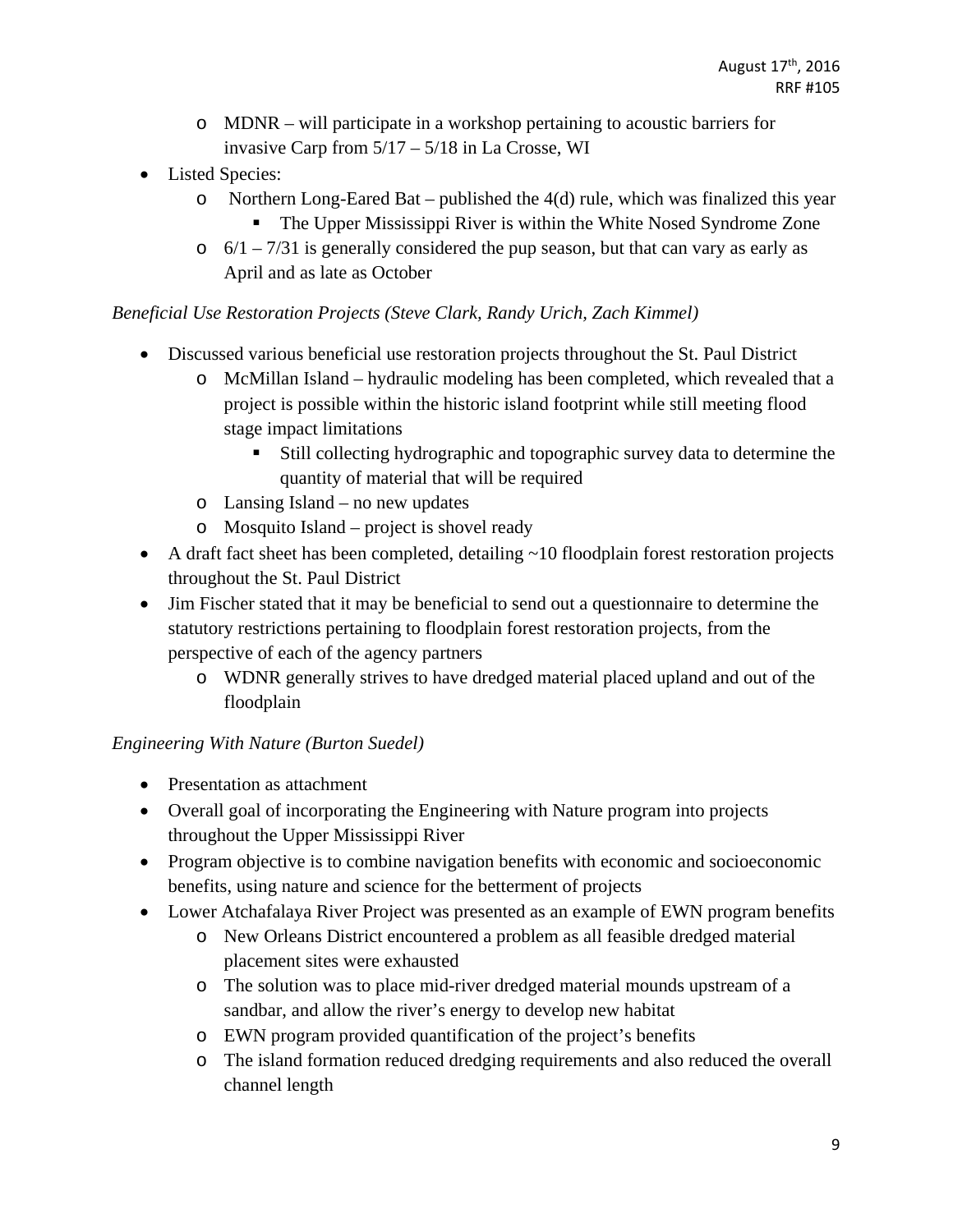- MDNR – will participate in a workshop pertaining to acoustic barriers for invasive Carp from 5/17 – 5/18 in La Crosse, WI
- Listed Species:
    - Northern Long-Eared Bat – published the 4(d) rule, which was finalized this year
        - The Upper Mississippi River is within the White Nosed Syndrome Zone
    - 6/1 – 7/31 is generally considered the pup season, but that can vary as early as April and as late as October

*Beneficial Use Restoration Projects (Steve Clark, Randy Urich, Zach Kimmel)*

- Discussed various beneficial use restoration projects throughout the St. Paul District
    - McMillan Island – hydraulic modeling has been completed, which revealed that a project is possible within the historic island footprint while still meeting flood stage impact limitations
        - Still collecting hydrographic and topographic survey data to determine the quantity of material that will be required
    - Lansing Island – no new updates
    - Mosquito Island – project is shovel ready
- A draft fact sheet has been completed, detailing ~10 floodplain forest restoration projects throughout the St. Paul District
- Jim Fischer stated that it may be beneficial to send out a questionnaire to determine the statutory restrictions pertaining to floodplain forest restoration projects, from the perspective of each of the agency partners
    - WDNR generally strives to have dredged material placed upland and out of the floodplain

*Engineering With Nature (Burton Suedel)*

- Presentation as attachment
- Overall goal of incorporating the Engineering with Nature program into projects throughout the Upper Mississippi River
- Program objective is to combine navigation benefits with economic and socioeconomic benefits, using nature and science for the betterment of projects
- Lower Atchafalaya River Project was presented as an example of EWN program benefits
    - New Orleans District encountered a problem as all feasible dredged material placement sites were exhausted
    - The solution was to place mid-river dredged material mounds upstream of a sandbar, and allow the river's energy to develop new habitat
    - EWN program provided quantification of the project's benefits
    - The island formation reduced dredging requirements and also reduced the overall channel length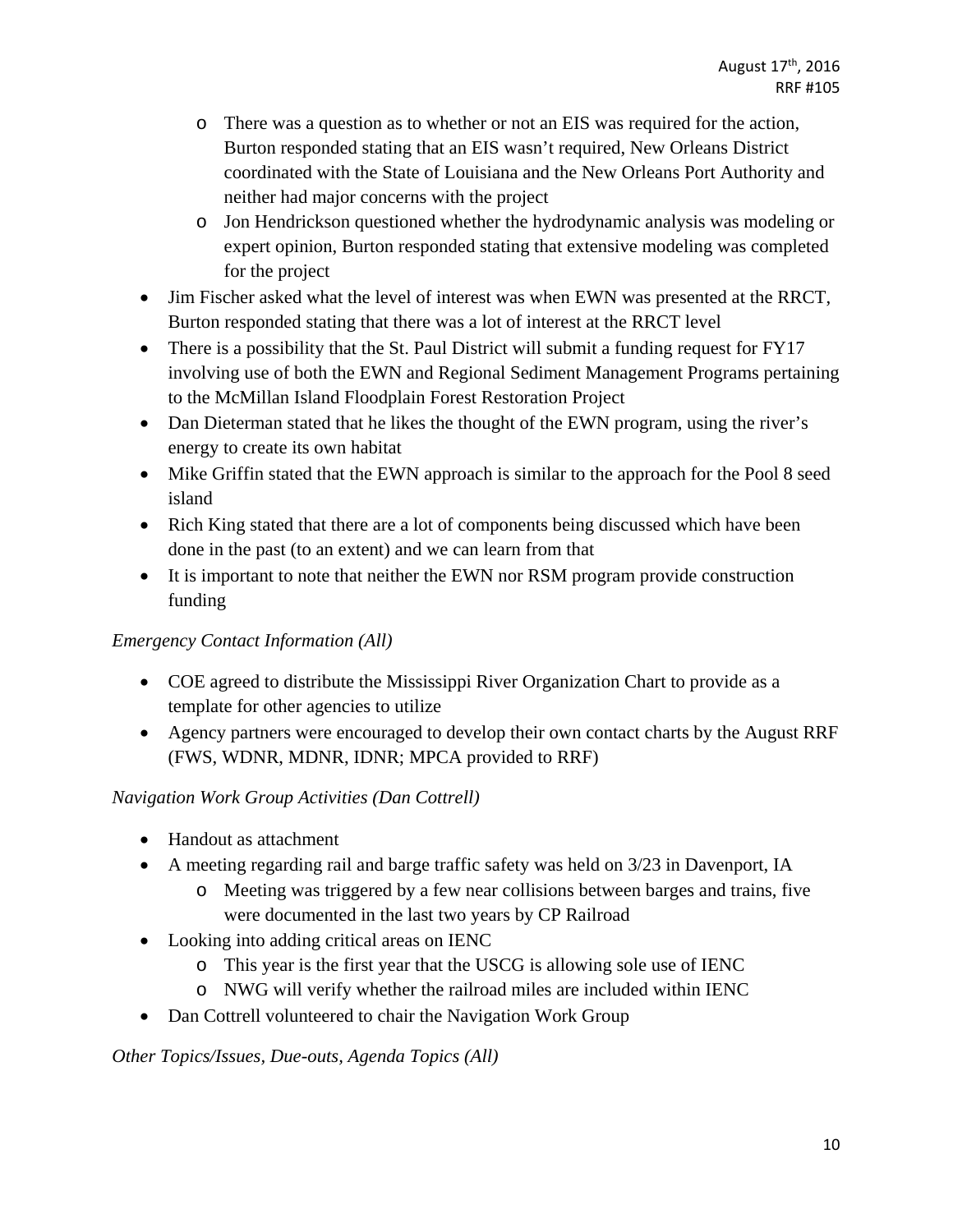- There was a question as to whether or not an EIS was required for the action, Burton responded stating that an EIS wasn't required, New Orleans District coordinated with the State of Louisiana and the New Orleans Port Authority and neither had major concerns with the project
  - Jon Hendrickson questioned whether the hydrodynamic analysis was modeling or expert opinion, Burton responded stating that extensive modeling was completed for the project
- Jim Fischer asked what the level of interest was when EWN was presented at the RRCT, Burton responded stating that there was a lot of interest at the RRCT level
- There is a possibility that the St. Paul District will submit a funding request for FY17 involving use of both the EWN and Regional Sediment Management Programs pertaining to the McMillan Island Floodplain Forest Restoration Project
- Dan Dieterman stated that he likes the thought of the EWN program, using the river's energy to create its own habitat
- Mike Griffin stated that the EWN approach is similar to the approach for the Pool 8 seed island
- Rich King stated that there are a lot of components being discussed which have been done in the past (to an extent) and we can learn from that
- It is important to note that neither the EWN nor RSM program provide construction funding

*Emergency Contact Information (All)*

- COE agreed to distribute the Mississippi River Organization Chart to provide as a template for other agencies to utilize
- Agency partners were encouraged to develop their own contact charts by the August RRF (FWS, WDNR, MDNR, IDNR; MPCA provided to RRF)

*Navigation Work Group Activities (Dan Cottrell)*

- Handout as attachment
- A meeting regarding rail and barge traffic safety was held on 3/23 in Davenport, IA
  - Meeting was triggered by a few near collisions between barges and trains, five were documented in the last two years by CP Railroad
- Looking into adding critical areas on IENC
  - This year is the first year that the USCG is allowing sole use of IENC
  - NWG will verify whether the railroad miles are included within IENC
- Dan Cottrell volunteered to chair the Navigation Work Group

*Other Topics/Issues, Due-outs, Agenda Topics (All)*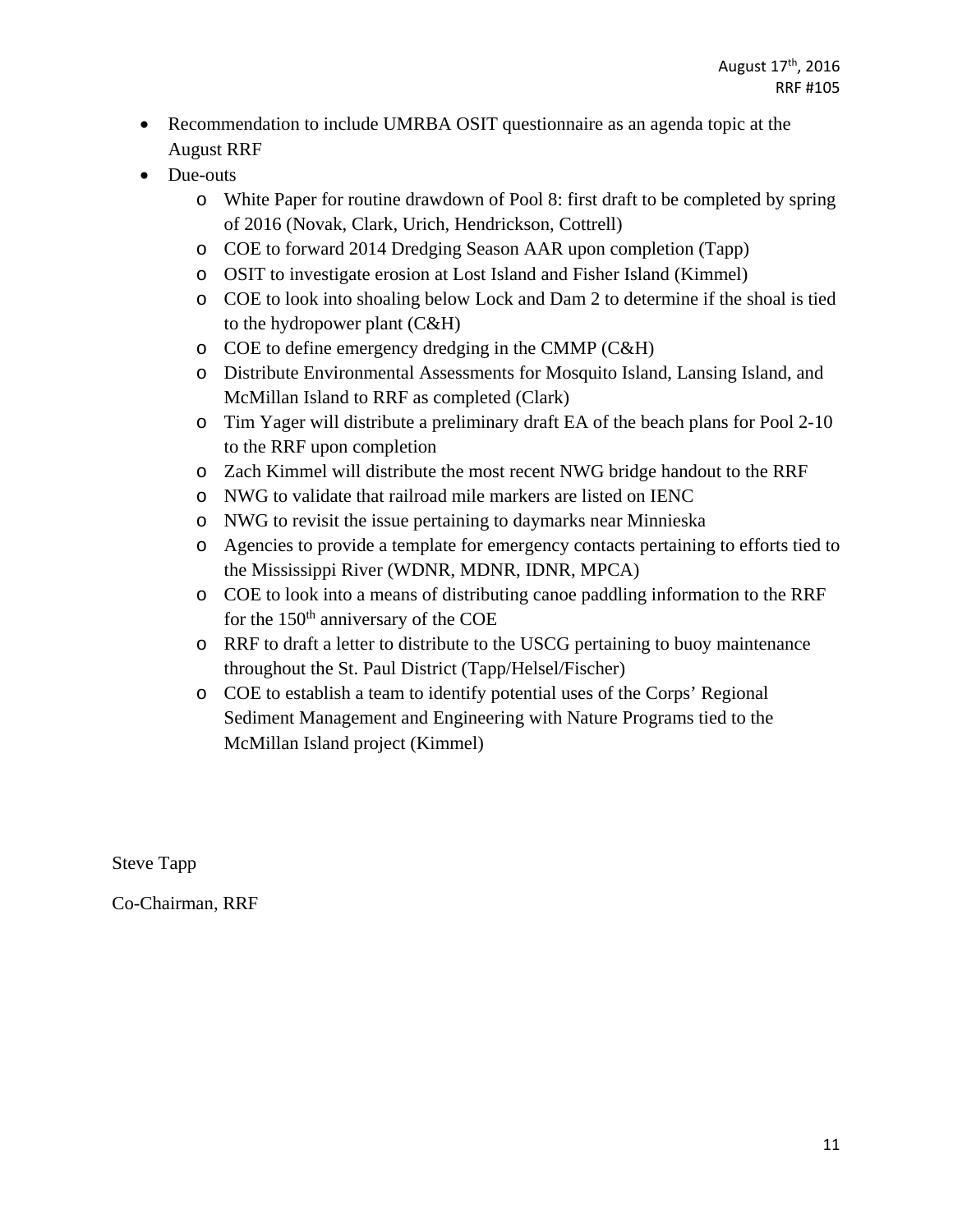- Recommendation to include UMRBA OSIT questionnaire as an agenda topic at the August RRF
- Due-outs
  - White Paper for routine drawdown of Pool 8: first draft to be completed by spring of 2016 (Novak, Clark, Urich, Hendrickson, Cottrell)
  - COE to forward 2014 Dredging Season AAR upon completion (Tapp)
  - OSIT to investigate erosion at Lost Island and Fisher Island (Kimmel)
  - COE to look into shoaling below Lock and Dam 2 to determine if the shoal is tied to the hydropower plant (C&H)
  - COE to define emergency dredging in the CMMP (C&H)
  - Distribute Environmental Assessments for Mosquito Island, Lansing Island, and McMillan Island to RRF as completed (Clark)
  - Tim Yager will distribute a preliminary draft EA of the beach plans for Pool 2-10 to the RRF upon completion
  - Zach Kimmel will distribute the most recent NWG bridge handout to the RRF
  - NWG to validate that railroad mile markers are listed on IENC
  - NWG to revisit the issue pertaining to daymarks near Minnieska
  - Agencies to provide a template for emergency contacts pertaining to efforts tied to the Mississippi River (WDNR, MDNR, IDNR, MPCA)
  - COE to look into a means of distributing canoe paddling information to the RRF for the 150th anniversary of the COE
  - RRF to draft a letter to distribute to the USCG pertaining to buoy maintenance throughout the St. Paul District (Tapp/Helsel/Fischer)
  - COE to establish a team to identify potential uses of the Corps' Regional Sediment Management and Engineering with Nature Programs tied to the McMillan Island project (Kimmel)

Steve Tapp

Co-Chairman, RRF